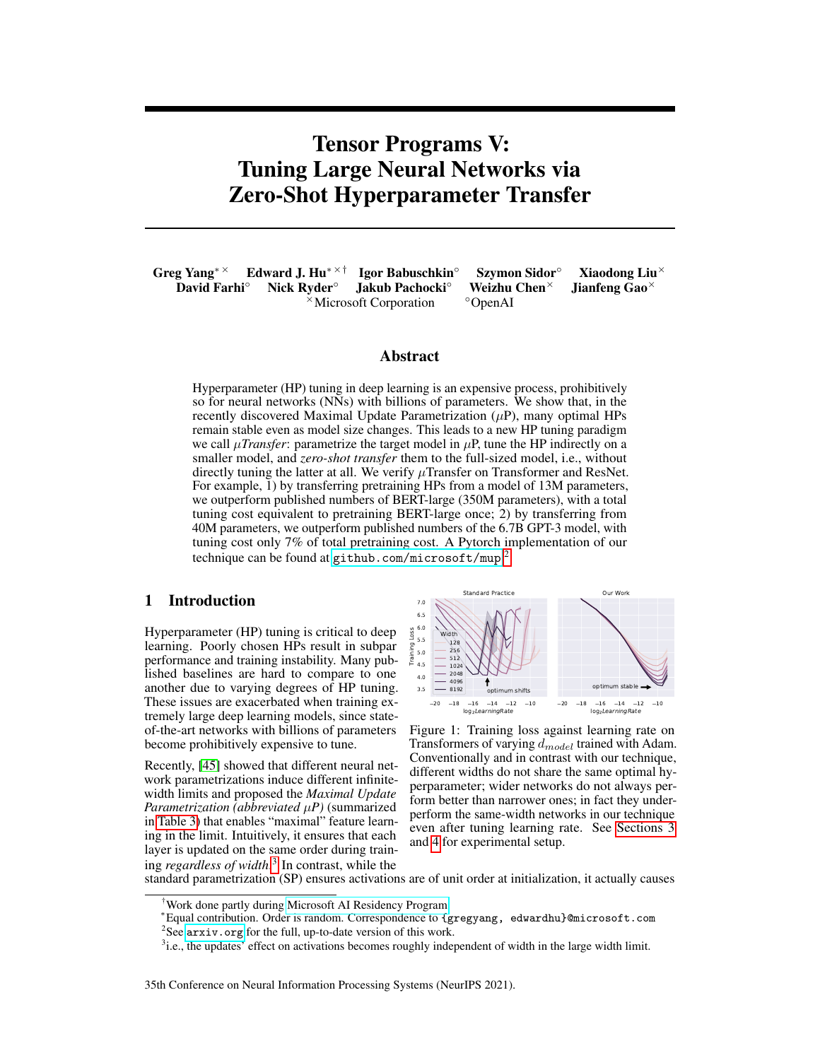# Tensor Programs V: Tuning Large Neural Networks via Zero-Shot Hyperparameter Transfer

**Greg Yang**[∗ ×] **Edward J. Hu**[∗ × †] **Igor Babuschkin**[◦] **Szymon Sidor**[◦] **Xiaodong Liu**[×]
**David Farhi**[◦] **Nick Ryder**[◦] **Jakub Pachocki**[◦] **Weizhu Chen**[×] **Jianfeng Gao**[×]
[×]Microsoft Corporation [◦]OpenAI

## Abstract

Hyperparameter (HP) tuning in deep learning is an expensive process, prohibitively so for neural networks (NNs) with billions of parameters. We show that, in the recently discovered Maximal Update Parametrization ($\mu$P), many optimal HPs remain stable even as model size changes. This leads to a new HP tuning paradigm we call *$\mu$Transfer*: parametrize the target model in $\mu$P, tune the HP indirectly on a smaller model, and *zero-shot transfer* them to the full-sized model, i.e., without directly tuning the latter at all. We verify $\mu$Transfer on Transformer and ResNet. For example, 1) by transferring pretraining HPs from a model of 13M parameters, we outperform published numbers of BERT-large (350M parameters), with a total tuning cost equivalent to pretraining BERT-large once; 2) by transferring from 40M parameters, we outperform published numbers of the 6.7B GPT-3 model, with tuning cost only 7% of total pretraining cost. A Pytorch implementation of our technique can be found at `github.com/microsoft/mup`.[2]

## 1 Introduction

Hyperparameter (HP) tuning is critical to deep learning. Poorly chosen HPs result in subpar performance and training instability. Many published baselines are hard to compare to one another due to varying degrees of HP tuning. These issues are exacerbated when training extremely large deep learning models, since state-of-the-art networks with billions of parameters become prohibitively expensive to tune.

Recently, [45] showed that different neural network parametrizations induce different infinite-width limits and proposed the *Maximal Update Parametrization (abbreviated $\mu$P)* (summarized in Table 3) that enables "maximal" feature learning in the limit. Intuitively, it ensures that each layer is updated on the same order during training *regardless of width*.[3] In contrast, while the standard parametrization (SP) ensures activations are of unit order at initialization, it actually causes

Figure 1: Training loss against learning rate on Transformers of varying $d_{model}$ trained with Adam. Conventionally and in contrast with our technique, different widths do not share the same optimal hyperparameter; wider networks do not always perform better than narrower ones; in fact they underperform the same-width networks in our technique even after tuning learning rate. See Sections 3 and 4 for experimental setup.

[†]Work done partly during Microsoft AI Residency Program.
[∗]Equal contribution. Order is random. Correspondence to {gregyang, edwardhu}@microsoft.com
[2]See arxiv.org for the full, up-to-date version of this work.
[3]i.e., the updates' effect on activations becomes roughly independent of width in the large width limit.

35th Conference on Neural Information Processing Systems (NeurIPS 2021).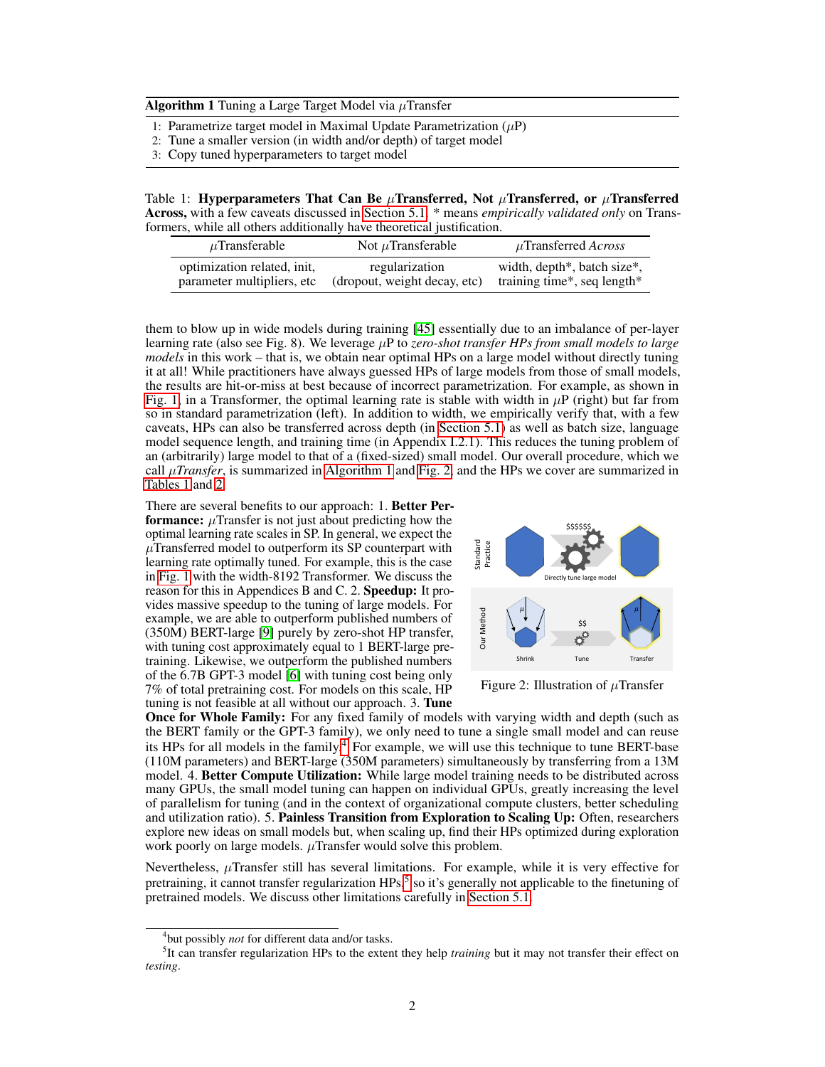**Algorithm 1** Tuning a Large Target Model via $\mu$Transfer

1: Parametrize target model in Maximal Update Parametrization ($\mu$P)
2: Tune a smaller version (in width and/or depth) of target model
3: Copy tuned hyperparameters to target model

Table 1: **Hyperparameters That Can Be $\mu$Transferred, Not $\mu$Transferred, or $\mu$Transferred Across,** with a few caveats discussed in Section 5.1. * means *empirically validated only* on Transformers, while all others additionally have theoretical justification.

| $\mu$Transferable | Not $\mu$Transferable | $\mu$Transferred *Across* |
|---|---|---|
| optimization related, init, parameter multipliers, etc | regularization (dropout, weight decay, etc) | width, depth*, batch size*, training time*, seq length* |

them to blow up in wide models during training [45] essentially due to an imbalance of per-layer learning rate (also see Fig. 8). We leverage $\mu$P to *zero-shot transfer HPs from small models to large models* in this work – that is, we obtain near optimal HPs on a large model without directly tuning it at all! While practitioners have always guessed HPs of large models from those of small models, the results are hit-or-miss at best because of incorrect parametrization. For example, as shown in Fig. 1, in a Transformer, the optimal learning rate is stable with width in $\mu$P (right) but far from so in standard parametrization (left). In addition to width, we empirically verify that, with a few caveats, HPs can also be transferred across depth (in Section 5.1) as well as batch size, language model sequence length, and training time (in Appendix I.2.1). This reduces the tuning problem of an (arbitrarily) large model to that of a (fixed-sized) small model. Our overall procedure, which we call *$\mu$Transfer*, is summarized in Algorithm 1 and Fig. 2, and the HPs we cover are summarized in Tables 1 and 2.

There are several benefits to our approach: 1. **Better Performance:** $\mu$Transfer is not just about predicting how the optimal learning rate scales in SP. In general, we expect the $\mu$Transferred model to outperform its SP counterpart with learning rate optimally tuned. For example, this is the case in Fig. 1 with the width-8192 Transformer. We discuss the reason for this in Appendices B and C. 2. **Speedup:** It provides massive speedup to the tuning of large models. For example, we are able to outperform published numbers of (350M) BERT-large [9] purely by zero-shot HP transfer, with tuning cost approximately equal to 1 BERT-large pretraining. Likewise, we outperform the published numbers of the 6.7B GPT-3 model [6] with tuning cost being only 7% of total pretraining cost. For models on this scale, HP tuning is not feasible at all without our approach. 3. **Tune Once for Whole Family:** For any fixed family of models with varying width and depth (such as the BERT family or the GPT-3 family), we only need to tune a single small model and can reuse its HPs for all models in the family.[4] For example, we will use this technique to tune BERT-base (110M parameters) and BERT-large (350M parameters) simultaneously by transferring from a 13M model. 4. **Better Compute Utilization:** While large model training needs to be distributed across many GPUs, the small model tuning can happen on individual GPUs, greatly increasing the level of parallelism for tuning (and in the context of organizational compute clusters, better scheduling and utilization ratio). 5. **Painless Transition from Exploration to Scaling Up:** Often, researchers explore new ideas on small models but, when scaling up, find their HPs optimized during exploration work poorly on large models. $\mu$Transfer would solve this problem.

Figure 2: Illustration of $\mu$Transfer

Nevertheless, $\mu$Transfer still has several limitations. For example, while it is very effective for pretraining, it cannot transfer regularization HPs,[5] so it's generally not applicable to the finetuning of pretrained models. We discuss other limitations carefully in Section 5.1.

[4] but possibly *not* for different data and/or tasks.

[5] It can transfer regularization HPs to the extent they help *training* but it may not transfer their effect on *testing*.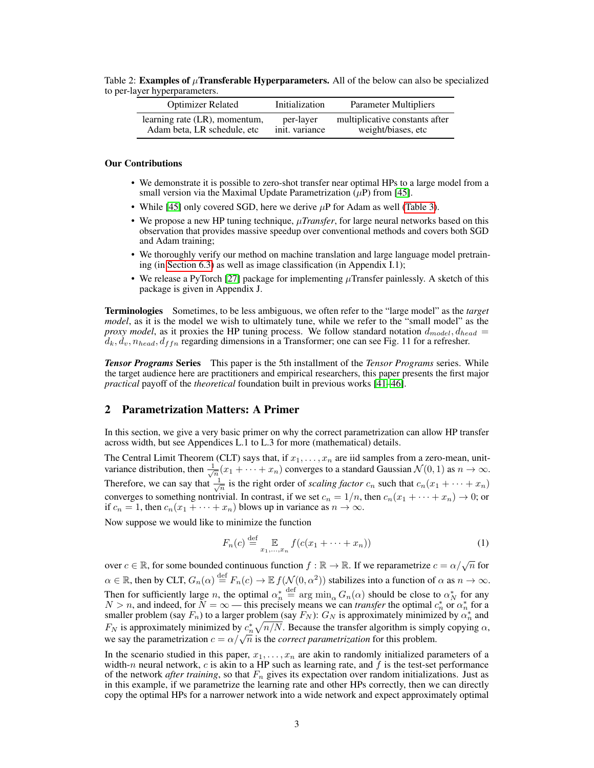Table 2: **Examples of $\mu$Transferable Hyperparameters.** All of the below can also be specialized to per-layer hyperparameters.

| Optimizer Related | Initialization | Parameter Multipliers |
|---|---|---|
| learning rate (LR), momentum, Adam beta, LR schedule, etc | per-layer init. variance | multiplicative constants after weight/biases, etc |

**Our Contributions**

- We demonstrate it is possible to zero-shot transfer near optimal HPs to a large model from a small version via the Maximal Update Parametrization ($\mu$P) from [45].
- While [45] only covered SGD, here we derive $\mu$P for Adam as well (Table 3).
- We propose a new HP tuning technique, *$\mu$Transfer*, for large neural networks based on this observation that provides massive speedup over conventional methods and covers both SGD and Adam training;
- We thoroughly verify our method on machine translation and large language model pretraining (in Section 6.3) as well as image classification (in Appendix I.1);
- We release a PyTorch [27] package for implementing $\mu$Transfer painlessly. A sketch of this package is given in Appendix J.

**Terminologies** Sometimes, to be less ambiguous, we often refer to the "large model" as the *target model*, as it is the model we wish to ultimately tune, while we refer to the "small model" as the *proxy model*, as it proxies the HP tuning process. We follow standard notation $d_{model}, d_{head} = d_k, d_v, n_{head}, d_{ffn}$ regarding dimensions in a Transformer; one can see Fig. 11 for a refresher.

***Tensor Programs* Series** This paper is the 5th installment of the *Tensor Programs* series. While the target audience here are practitioners and empirical researchers, this paper presents the first major *practical* payoff of the *theoretical* foundation built in previous works [41–46].

## 2 Parametrization Matters: A Primer

In this section, we give a very basic primer on why the correct parametrization can allow HP transfer across width, but see Appendices L.1 to L.3 for more (mathematical) details.

The Central Limit Theorem (CLT) says that, if $x_1, \ldots, x_n$ are iid samples from a zero-mean, unit-variance distribution, then $\frac{1}{\sqrt{n}}(x_1 + \cdots + x_n)$ converges to a standard Gaussian $\mathcal{N}(0, 1)$ as $n \to \infty$. Therefore, we can say that $\frac{1}{\sqrt{n}}$ is the right order of *scaling factor* $c_n$ such that $c_n(x_1 + \cdots + x_n)$ converges to something nontrivial. In contrast, if we set $c_n = 1/n$, then $c_n(x_1 + \cdots + x_n) \to 0$; or if $c_n = 1$, then $c_n(x_1 + \cdots + x_n)$ blows up in variance as $n \to \infty$.

Now suppose we would like to minimize the function

$$F_n(c) \stackrel{\text{def}}{=} \mathop{\mathbb{E}}_{x_1,\ldots,x_n} f(c(x_1 + \cdots + x_n)) \tag{1}$$

over $c \in \mathbb{R}$, for some bounded continuous function $f : \mathbb{R} \to \mathbb{R}$. If we reparametrize $c = \alpha/\sqrt{n}$ for $\alpha \in \mathbb{R}$, then by CLT, $G_n(\alpha) \stackrel{\text{def}}{=} F_n(c) \to \mathbb{E} f(\mathcal{N}(0, \alpha^2))$ stabilizes into a function of $\alpha$ as $n \to \infty$. Then for sufficiently large $n$, the optimal $\alpha_n^* \stackrel{\text{def}}{=} \arg\min_\alpha G_n(\alpha)$ should be close to $\alpha_N^*$ for any $N > n$, and indeed, for $N = \infty$ — this precisely means we can *transfer* the optimal $c_n^*$ or $\alpha_n^*$ for a smaller problem (say $F_n$) to a larger problem (say $F_N$): $G_N$ is approximately minimized by $\alpha_n^*$ and $F_N$ is approximately minimized by $c_n^* \sqrt{n/N}$. Because the transfer algorithm is simply copying $\alpha$, we say the parametrization $c = \alpha/\sqrt{n}$ is the *correct parametrization* for this problem.

In the scenario studied in this paper, $x_1, \ldots, x_n$ are akin to randomly initialized parameters of a width-$n$ neural network, $c$ is akin to a HP such as learning rate, and $f$ is the test-set performance of the network *after training*, so that $F_n$ gives its expectation over random initializations. Just as in this example, if we parametrize the learning rate and other HPs correctly, then we can directly copy the optimal HPs for a narrower network into a wide network and expect approximately optimal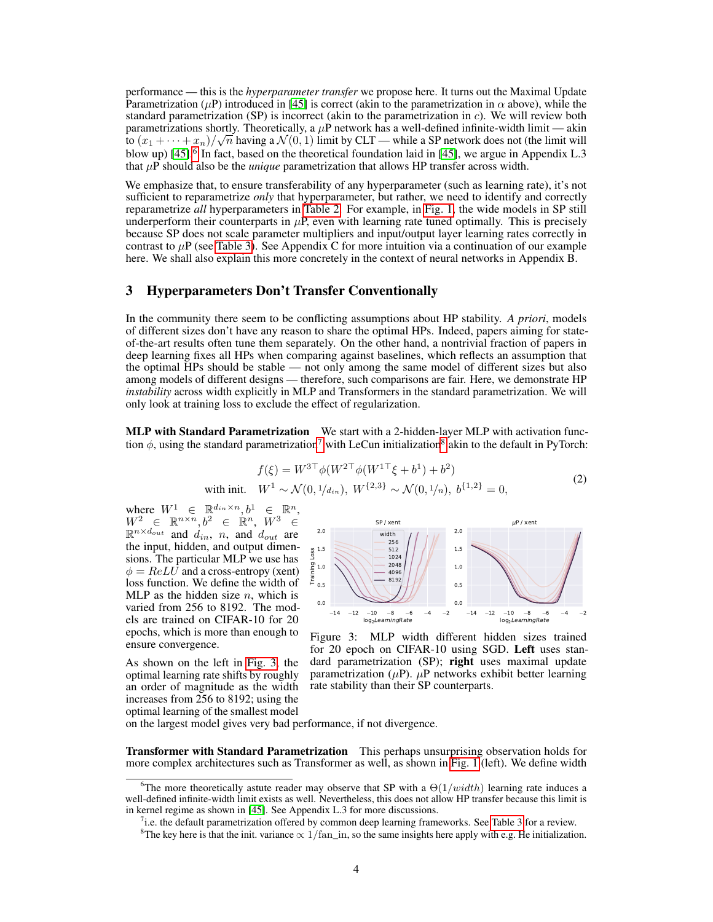performance — this is the *hyperparameter transfer* we propose here. It turns out the Maximal Update Parametrization ($\mu$P) introduced in [45] is correct (akin to the parametrization in $\alpha$ above), while the standard parametrization (SP) is incorrect (akin to the parametrization in $c$). We will review both parametrizations shortly. Theoretically, a $\mu$P network has a well-defined infinite-width limit — akin to $(x_1 + \cdots + x_n)/\sqrt{n}$ having a $\mathcal{N}(0, 1)$ limit by CLT — while a SP network does not (the limit will blow up) [45].[6] In fact, based on the theoretical foundation laid in [45], we argue in Appendix L.3 that $\mu$P should also be the *unique* parametrization that allows HP transfer across width.

We emphasize that, to ensure transferability of any hyperparameter (such as learning rate), it's not sufficient to reparametrize *only* that hyperparameter, but rather, we need to identify and correctly reparametrize *all* hyperparameters in Table 2. For example, in Fig. 1, the wide models in SP still underperform their counterparts in $\mu$P, even with learning rate tuned optimally. This is precisely because SP does not scale parameter multipliers and input/output layer learning rates correctly in contrast to $\mu$P (see Table 3). See Appendix C for more intuition via a continuation of our example here. We shall also explain this more concretely in the context of neural networks in Appendix B.

## 3 Hyperparameters Don't Transfer Conventionally

In the community there seem to be conflicting assumptions about HP stability. *A priori*, models of different sizes don't have any reason to share the optimal HPs. Indeed, papers aiming for state-of-the-art results often tune them separately. On the other hand, a nontrivial fraction of papers in deep learning fixes all HPs when comparing against baselines, which reflects an assumption that the optimal HPs should be stable — not only among the same model of different sizes but also among models of different designs — therefore, such comparisons are fair. Here, we demonstrate HP *instability* across width explicitly in MLP and Transformers in the standard parametrization. We will only look at training loss to exclude the effect of regularization.

**MLP with Standard Parametrization** We start with a 2-hidden-layer MLP with activation function $\phi$, using the standard parametrization[7] with LeCun initialization[8] akin to the default in PyTorch:

$$f(\xi) = W^{3\top}\phi(W^{2\top}\phi(W^{1\top}\xi + b^1) + b^2)$$
$$\text{with init.} \quad W^1 \sim \mathcal{N}(0, 1/d_{in}),\ W^{\{2,3\}} \sim \mathcal{N}(0, 1/n),\ b^{\{1,2\}} = 0, \tag{2}$$

where $W^1 \in \mathbb{R}^{d_{in}\times n}$, $b^1 \in \mathbb{R}^n$, $W^2 \in \mathbb{R}^{n\times n}$, $b^2 \in \mathbb{R}^n$, $W^3 \in \mathbb{R}^{n\times d_{out}}$ and $d_{in}$, $n$, and $d_{out}$ are the input, hidden, and output dimensions. The particular MLP we use has $\phi = ReLU$ and a cross-entropy (xent) loss function. We define the width of MLP as the hidden size $n$, which is varied from 256 to 8192. The models are trained on CIFAR-10 for 20 epochs, which is more than enough to ensure convergence.

Figure 3: MLP width different hidden sizes trained for 20 epoch on CIFAR-10 using SGD. **Left** uses standard parametrization (SP); **right** uses maximal update parametrization ($\mu$P). $\mu$P networks exhibit better learning rate stability than their SP counterparts.

As shown on the left in Fig. 3, the optimal learning rate shifts by roughly an order of magnitude as the width increases from 256 to 8192; using the optimal learning of the smallest model on the largest model gives very bad performance, if not divergence.

**Transformer with Standard Parametrization** This perhaps unsurprising observation holds for more complex architectures such as Transformer as well, as shown in Fig. 1 (left). We define width

[6] The more theoretically astute reader may observe that SP with a $\Theta(1/width)$ learning rate induces a well-defined infinite-width limit exists as well. Nevertheless, this does not allow HP transfer because this limit is in kernel regime as shown in [45]. See Appendix L.3 for more discussions.

[7] i.e. the default parametrization offered by common deep learning frameworks. See Table 3 for a review.

[8] The key here is that the init. variance $\propto 1/\text{fan\_in}$, so the same insights here apply with e.g. He initialization.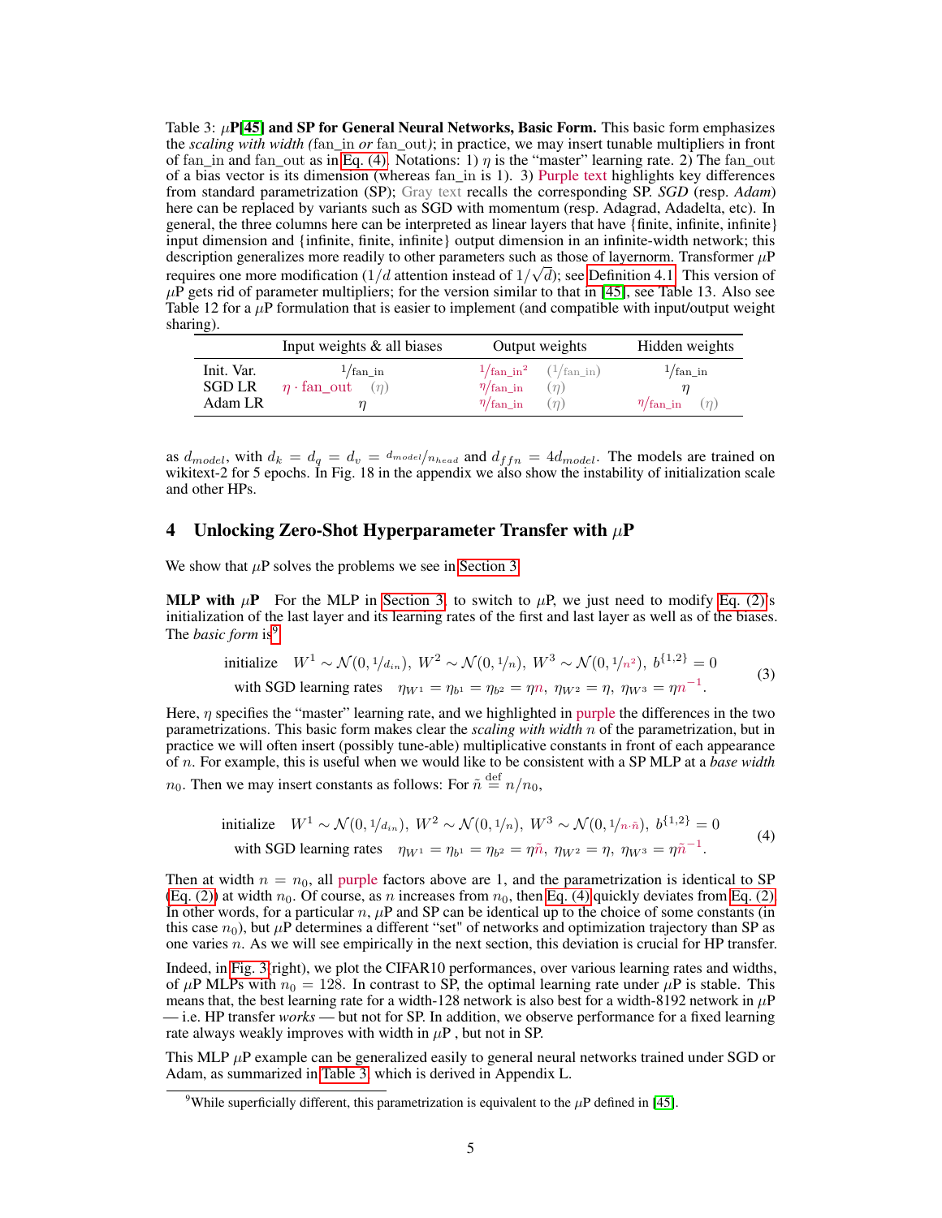Table 3: **$\mu$P[45] and SP for General Neural Networks, Basic Form.** This basic form emphasizes the *scaling with width (*fan_in *or* fan_out*)*; in practice, we may insert tunable multipliers in front of fan_in and fan_out as in Eq. (4). Notations: 1) $\eta$ is the "master" learning rate. 2) The fan_out of a bias vector is its dimension (whereas fan_in is 1). 3) Purple text highlights key differences from standard parametrization (SP); Gray text recalls the corresponding SP. *SGD* (resp. *Adam*) here can be replaced by variants such as SGD with momentum (resp. Adagrad, Adadelta, etc). In general, the three columns here can be interpreted as linear layers that have {finite, infinite, infinite} input dimension and {infinite, finite, infinite} output dimension in an infinite-width network; this description generalizes more readily to other parameters such as those of layernorm. Transformer $\mu$P requires one more modification ($1/d$ attention instead of $1/\sqrt{d}$); see Definition 4.1. This version of $\mu$P gets rid of parameter multipliers; for the version similar to that in [45], see Table 13. Also see Table 12 for a $\mu$P formulation that is easier to implement (and compatible with input/output weight sharing).

| | Input weights & all biases | Output weights | Hidden weights |
|---|---|---|---|
| Init. Var. | $1/\text{fan\_in}$ | $1/\text{fan\_in}^2$ $\quad(1/\text{fan\_in})$ | $1/\text{fan\_in}$ |
| SGD LR | $\eta\cdot\text{fan\_out}$ $\quad(\eta)$ | $\eta/\text{fan\_in}$ $\quad(\eta)$ | $\eta$ |
| Adam LR | $\eta$ | $\eta/\text{fan\_in}$ $\quad(\eta)$ | $\eta/\text{fan\_in}$ $\quad(\eta)$ |

as $d_{model}$, with $d_k = d_q = d_v = d_{model}/n_{head}$ and $d_{ffn} = 4d_{model}$. The models are trained on wikitext-2 for 5 epochs. In Fig. 18 in the appendix we also show the instability of initialization scale and other HPs.

## 4 Unlocking Zero-Shot Hyperparameter Transfer with $\mu$P

We show that $\mu$P solves the problems we see in Section 3.

**MLP with $\mu$P** For the MLP in Section 3, to switch to $\mu$P, we just need to modify Eq. (2)'s initialization of the last layer and its learning rates of the first and last layer as well as of the biases. The *basic form* is[9]

$$\begin{aligned} &\text{initialize} \quad W^1 \sim \mathcal{N}(0, 1/d_{in}),\ W^2 \sim \mathcal{N}(0, 1/n),\ W^3 \sim \mathcal{N}(0, 1/n^2),\ b^{\{1,2\}} = 0 \\ &\text{with SGD learning rates} \quad \eta_{W^1} = \eta_{b^1} = \eta_{b^2} = \eta n,\ \eta_{W^2} = \eta,\ \eta_{W^3} = \eta n^{-1}. \end{aligned} \tag{3}$$

Here, $\eta$ specifies the "master" learning rate, and we highlighted in purple the differences in the two parametrizations. This basic form makes clear the *scaling with width* $n$ of the parametrization, but in practice we will often insert (possibly tune-able) multiplicative constants in front of each appearance of $n$. For example, this is useful when we would like to be consistent with a SP MLP at a *base width* $n_0$. Then we may insert constants as follows: For $\tilde{n} \stackrel{\text{def}}{=} n/n_0$,

$$\begin{aligned} &\text{initialize} \quad W^1 \sim \mathcal{N}(0, 1/d_{in}),\ W^2 \sim \mathcal{N}(0, 1/n),\ W^3 \sim \mathcal{N}(0, 1/n\cdot\tilde{n}),\ b^{\{1,2\}} = 0 \\ &\text{with SGD learning rates} \quad \eta_{W^1} = \eta_{b^1} = \eta_{b^2} = \eta\tilde{n},\ \eta_{W^2} = \eta,\ \eta_{W^3} = \eta\tilde{n}^{-1}. \end{aligned} \tag{4}$$

Then at width $n = n_0$, all purple factors above are 1, and the parametrization is identical to SP (Eq. (2)) at width $n_0$. Of course, as $n$ increases from $n_0$, then Eq. (4) quickly deviates from Eq. (2). In other words, for a particular $n$, $\mu$P and SP can be identical up to the choice of some constants (in this case $n_0$), but $\mu$P determines a different "set" of networks and optimization trajectory than SP as one varies $n$. As we will see empirically in the next section, this deviation is crucial for HP transfer.

Indeed, in Fig. 3(right), we plot the CIFAR10 performances, over various learning rates and widths, of $\mu$P MLPs with $n_0 = 128$. In contrast to SP, the optimal learning rate under $\mu$P is stable. This means that, the best learning rate for a width-128 network is also best for a width-8192 network in $\mu$P — i.e. HP transfer *works* — but not for SP. In addition, we observe performance for a fixed learning rate always weakly improves with width in $\mu$P , but not in SP.

This MLP $\mu$P example can be generalized easily to general neural networks trained under SGD or Adam, as summarized in Table 3, which is derived in Appendix L.

[9] While superficially different, this parametrization is equivalent to the $\mu$P defined in [45].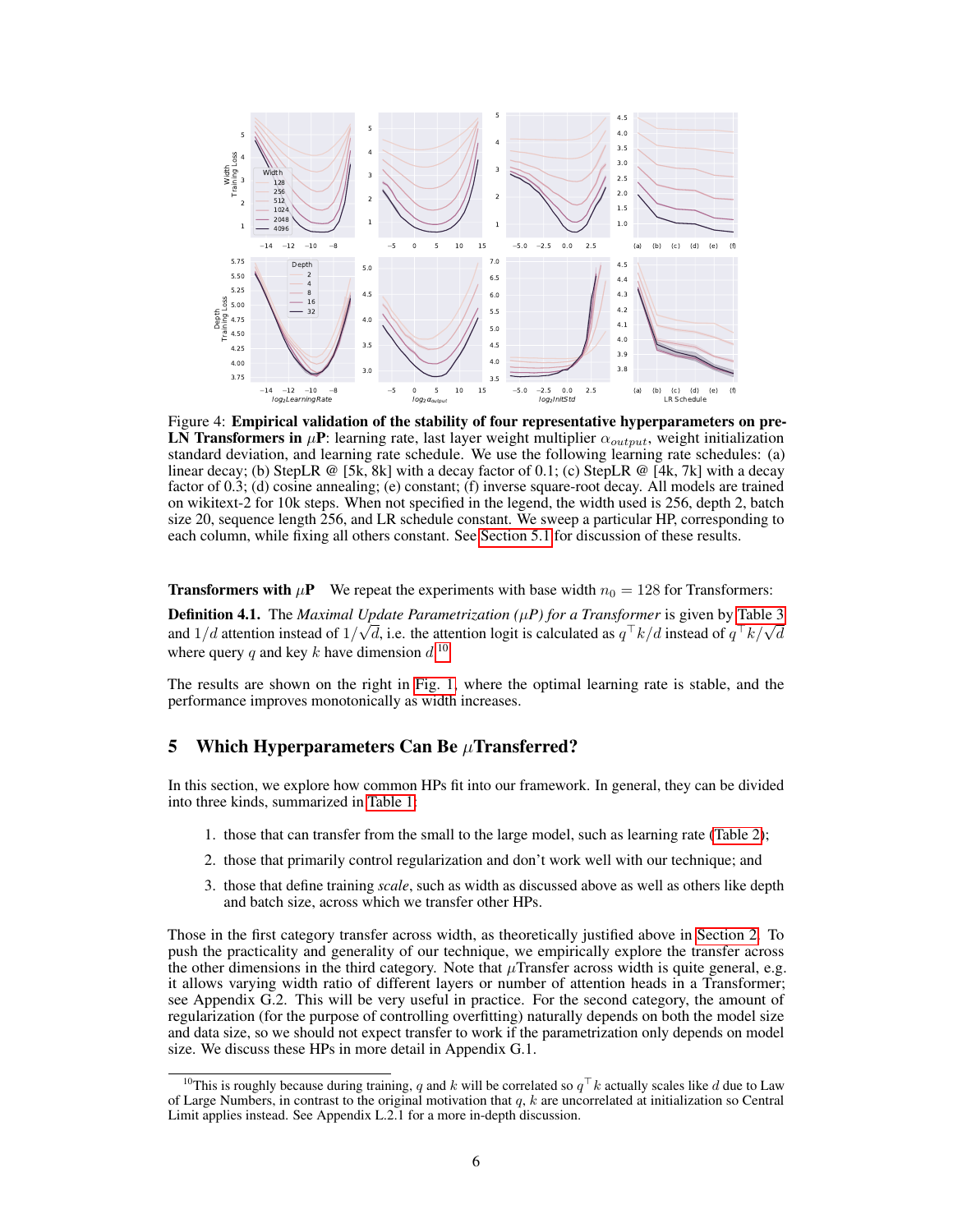Figure 4: **Empirical validation of the stability of four representative hyperparameters on pre-LN Transformers in $\mu$P**: learning rate, last layer weight multiplier $\alpha_{output}$, weight initialization standard deviation, and learning rate schedule. We use the following learning rate schedules: (a) linear decay; (b) StepLR @ [5k, 8k] with a decay factor of 0.1; (c) StepLR @ [4k, 7k] with a decay factor of 0.3; (d) cosine annealing; (e) constant; (f) inverse square-root decay. All models are trained on wikitext-2 for 10k steps. When not specified in the legend, the width used is 256, depth 2, batch size 20, sequence length 256, and LR schedule constant. We sweep a particular HP, corresponding to each column, while fixing all others constant. See Section 5.1 for discussion of these results.

**Transformers with $\mu$P** We repeat the experiments with base width $n_0 = 128$ for Transformers:

**Definition 4.1.** The *Maximal Update Parametrization ($\mu$P) for a Transformer* is given by Table 3 and $1/d$ attention instead of $1/\sqrt{d}$, i.e. the attention logit is calculated as $q^\top k/d$ instead of $q^\top k/\sqrt{d}$ where query $q$ and key $k$ have dimension $d$.[10]

The results are shown on the right in Fig. 1, where the optimal learning rate is stable, and the performance improves monotonically as width increases.

## 5 Which Hyperparameters Can Be $\mu$Transferred?

In this section, we explore how common HPs fit into our framework. In general, they can be divided into three kinds, summarized in Table 1:

1. those that can transfer from the small to the large model, such as learning rate (Table 2);
2. those that primarily control regularization and don't work well with our technique; and
3. those that define training *scale*, such as width as discussed above as well as others like depth and batch size, across which we transfer other HPs.

Those in the first category transfer across width, as theoretically justified above in Section 2. To push the practicality and generality of our technique, we empirically explore the transfer across the other dimensions in the third category. Note that $\mu$Transfer across width is quite general, e.g. it allows varying width ratio of different layers or number of attention heads in a Transformer; see Appendix G.2. This will be very useful in practice. For the second category, the amount of regularization (for the purpose of controlling overfitting) naturally depends on both the model size and data size, so we should not expect transfer to work if the parametrization only depends on model size. We discuss these HPs in more detail in Appendix G.1.

[10] This is roughly because during training, $q$ and $k$ will be correlated so $q^\top k$ actually scales like $d$ due to Law of Large Numbers, in contrast to the original motivation that $q$, $k$ are uncorrelated at initialization so Central Limit applies instead. See Appendix L.2.1 for a more in-depth discussion.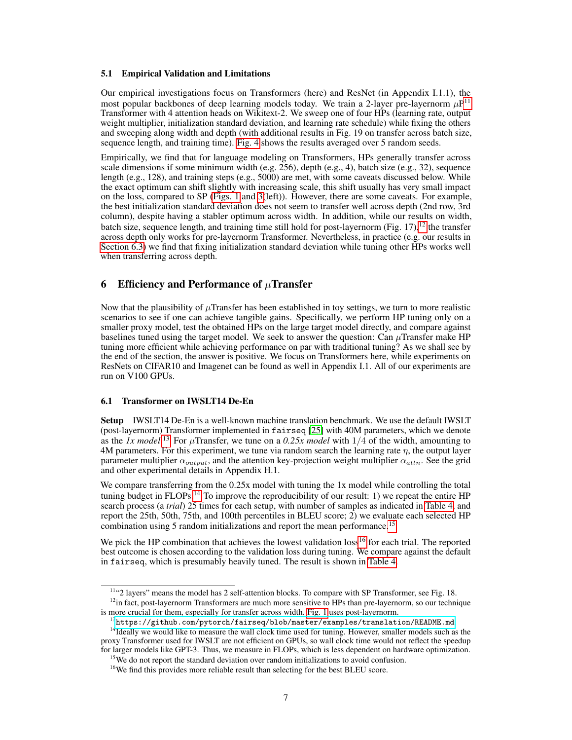### 5.1 Empirical Validation and Limitations

Our empirical investigations focus on Transformers (here) and ResNet (in Appendix I.1.1), the most popular backbones of deep learning models today. We train a 2-layer pre-layernorm $\mu$P[11] Transformer with 4 attention heads on Wikitext-2. We sweep one of four HPs (learning rate, output weight multiplier, initialization standard deviation, and learning rate schedule) while fixing the others and sweeping along width and depth (with additional results in Fig. 19 on transfer across batch size, sequence length, and training time). Fig. 4 shows the results averaged over 5 random seeds.

Empirically, we find that for language modeling on Transformers, HPs generally transfer across scale dimensions if some minimum width (e.g. 256), depth (e.g., 4), batch size (e.g., 32), sequence length (e.g., 128), and training steps (e.g., 5000) are met, with some caveats discussed below. While the exact optimum can shift slightly with increasing scale, this shift usually has very small impact on the loss, compared to SP (Figs. 1 and 3(left)). However, there are some caveats. For example, the best initialization standard deviation does not seem to transfer well across depth (2nd row, 3rd column), despite having a stabler optimum across width. In addition, while our results on width, batch size, sequence length, and training time still hold for post-layernorm (Fig. 17),[12] the transfer across depth only works for pre-layernorm Transformer. Nevertheless, in practice (e.g. our results in Section 6.3) we find that fixing initialization standard deviation while tuning other HPs works well when transferring across depth.

## 6 Efficiency and Performance of $\mu$Transfer

Now that the plausibility of $\mu$Transfer has been established in toy settings, we turn to more realistic scenarios to see if one can achieve tangible gains. Specifically, we perform HP tuning only on a smaller proxy model, test the obtained HPs on the large target model directly, and compare against baselines tuned using the target model. We seek to answer the question: Can $\mu$Transfer make HP tuning more efficient while achieving performance on par with traditional tuning? As we shall see by the end of the section, the answer is positive. We focus on Transformers here, while experiments on ResNets on CIFAR10 and Imagenet can be found as well in Appendix I.1. All of our experiments are run on V100 GPUs.

### 6.1 Transformer on IWSLT14 De-En

**Setup** IWSLT14 De-En is a well-known machine translation benchmark. We use the default IWSLT (post-layernorm) Transformer implemented in `fairseq` [25] with 40M parameters, which we denote as the *1x model*.[13] For $\mu$Transfer, we tune on a *0.25x model* with $1/4$ of the width, amounting to 4M parameters. For this experiment, we tune via random search the learning rate $\eta$, the output layer parameter multiplier $\alpha_{output}$, and the attention key-projection weight multiplier $\alpha_{attn}$. See the grid and other experimental details in Appendix H.1.

We compare transferring from the 0.25x model with tuning the 1x model while controlling the total tuning budget in FLOPs.[14] To improve the reproducibility of our result: 1) we repeat the entire HP search process (a *trial*) 25 times for each setup, with number of samples as indicated in Table 4, and report the 25th, 50th, 75th, and 100th percentiles in BLEU score; 2) we evaluate each selected HP combination using 5 random initializations and report the mean performance.[15]

We pick the HP combination that achieves the lowest validation loss[16] for each trial. The reported best outcome is chosen according to the validation loss during tuning. We compare against the default in `fairseq`, which is presumably heavily tuned. The result is shown in Table 4.

---

[11] "2 layers" means the model has 2 self-attention blocks. To compare with SP Transformer, see Fig. 18.

[12] in fact, post-layernorm Transformers are much more sensitive to HPs than pre-layernorm, so our technique is more crucial for them, especially for transfer across width. Fig. 1 uses post-layernorm.

[13] https://github.com/pytorch/fairseq/blob/master/examples/translation/README.md

[14] Ideally we would like to measure the wall clock time used for tuning. However, smaller models such as the proxy Transformer used for IWSLT are not efficient on GPUs, so wall clock time would not reflect the speedup for larger models like GPT-3. Thus, we measure in FLOPs, which is less dependent on hardware optimization.

[15] We do not report the standard deviation over random initializations to avoid confusion.

[16] We find this provides more reliable result than selecting for the best BLEU score.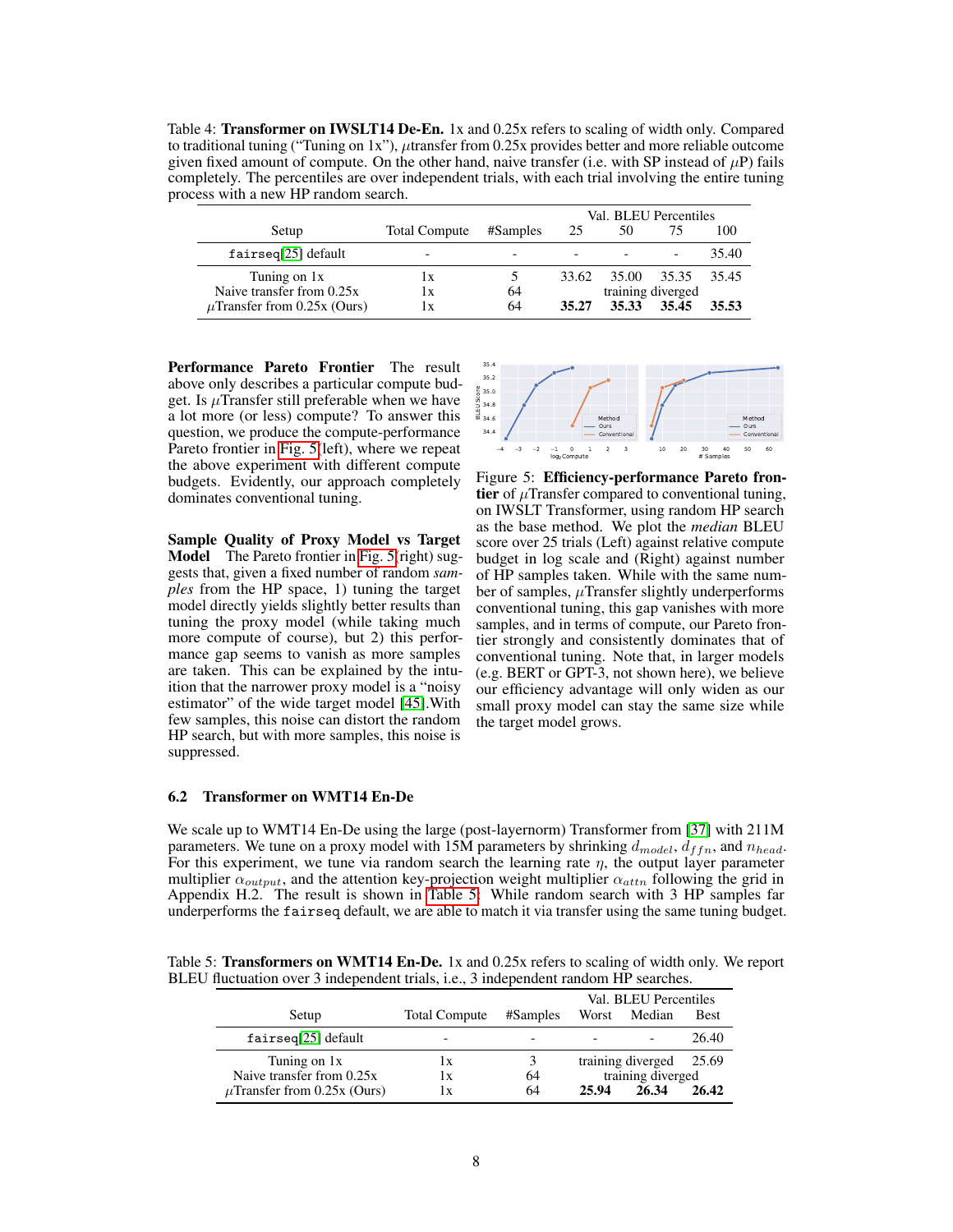Table 4: **Transformer on IWSLT14 De-En.** 1x and 0.25x refers to scaling of width only. Compared to traditional tuning ("Tuning on 1x"), $\mu$transfer from 0.25x provides better and more reliable outcome given fixed amount of compute. On the other hand, naive transfer (i.e. with SP instead of $\mu$P) fails completely. The percentiles are over independent trials, with each trial involving the entire tuning process with a new HP random search.

| Setup | Total Compute | #Samples | Val. BLEU Percentiles 25 | 50 | 75 | 100 |
|---|---|---|---|---|---|---|
| `fairseq`[25] default | - | - | - | - | - | 35.40 |
| Tuning on 1x | 1x | 5 | 33.62 | 35.00 | 35.35 | 35.45 |
| Naive transfer from 0.25x | 1x | 64 | training diverged | | | |
| $\mu$Transfer from 0.25x (Ours) | 1x | 64 | **35.27** | **35.33** | **35.45** | **35.53** |

**Performance Pareto Frontier** The result above only describes a particular compute budget. Is $\mu$Transfer still preferable when we have a lot more (or less) compute? To answer this question, we produce the compute-performance Pareto frontier in Fig. 5(left), where we repeat the above experiment with different compute budgets. Evidently, our approach completely dominates conventional tuning.

**Sample Quality of Proxy Model vs Target Model** The Pareto frontier in Fig. 5(right) suggests that, given a fixed number of random *samples* from the HP space, 1) tuning the target model directly yields slightly better results than tuning the proxy model (while taking much more compute of course), but 2) this performance gap seems to vanish as more samples are taken. This can be explained by the intuition that the narrower proxy model is a "noisy estimator" of the wide target model [45].With few samples, this noise can distort the random HP search, but with more samples, this noise is suppressed.

Figure 5: **Efficiency-performance Pareto frontier** of $\mu$Transfer compared to conventional tuning, on IWSLT Transformer, using random HP search as the base method. We plot the *median* BLEU score over 25 trials (Left) against relative compute budget in log scale and (Right) against number of HP samples taken. While with the same number of samples, $\mu$Transfer slightly underperforms conventional tuning, this gap vanishes with more samples, and in terms of compute, our Pareto frontier strongly and consistently dominates that of conventional tuning. Note that, in larger models (e.g. BERT or GPT-3, not shown here), we believe our efficiency advantage will only widen as our small proxy model can stay the same size while the target model grows.

### 6.2 Transformer on WMT14 En-De

We scale up to WMT14 En-De using the large (post-layernorm) Transformer from [37] with 211M parameters. We tune on a proxy model with 15M parameters by shrinking $d_{model}$, $d_{ffn}$, and $n_{head}$. For this experiment, we tune via random search the learning rate $\eta$, the output layer parameter multiplier $\alpha_{output}$, and the attention key-projection weight multiplier $\alpha_{attn}$ following the grid in Appendix H.2. The result is shown in Table 5: While random search with 3 HP samples far underperforms the `fairseq` default, we are able to match it via transfer using the same tuning budget.

Table 5: **Transformers on WMT14 En-De.** 1x and 0.25x refers to scaling of width only. We report BLEU fluctuation over 3 independent trials, i.e., 3 independent random HP searches.

| Setup | Total Compute | #Samples | Val. BLEU Percentiles Worst | Median | Best |
|---|---|---|---|---|---|
| `fairseq`[25] default | - | - | - | - | 26.40 |
| Tuning on 1x | 1x | 3 | training diverged | | 25.69 |
| Naive transfer from 0.25x | 1x | 64 | training diverged | | |
| $\mu$Transfer from 0.25x (Ours) | 1x | 64 | **25.94** | **26.34** | **26.42** |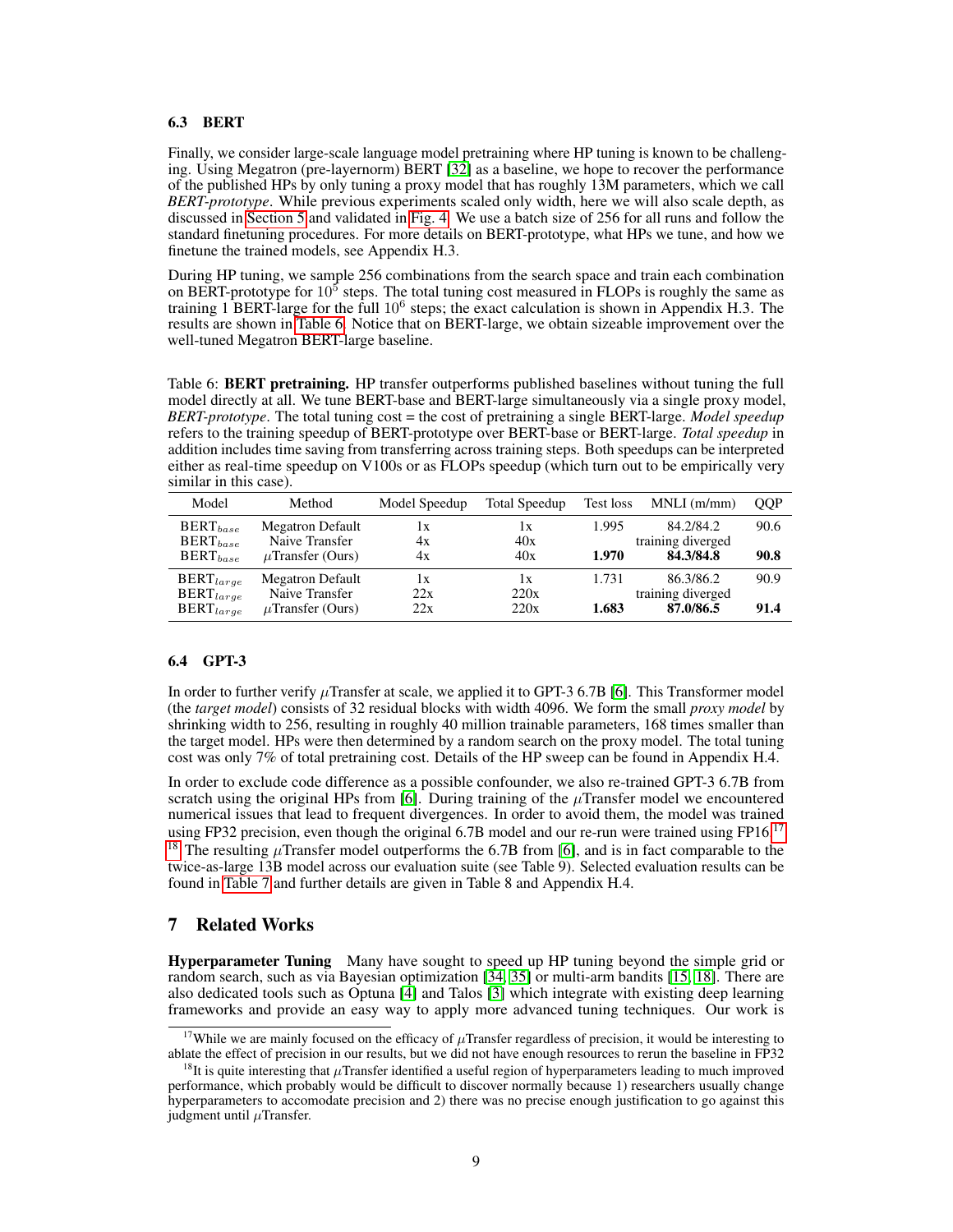### 6.3 BERT

Finally, we consider large-scale language model pretraining where HP tuning is known to be challenging. Using Megatron (pre-layernorm) BERT [32] as a baseline, we hope to recover the performance of the published HPs by only tuning a proxy model that has roughly 13M parameters, which we call *BERT-prototype*. While previous experiments scaled only width, here we will also scale depth, as discussed in Section 5 and validated in Fig. 4. We use a batch size of 256 for all runs and follow the standard finetuning procedures. For more details on BERT-prototype, what HPs we tune, and how we finetune the trained models, see Appendix H.3.

During HP tuning, we sample 256 combinations from the search space and train each combination on BERT-prototype for $10^5$ steps. The total tuning cost measured in FLOPs is roughly the same as training 1 BERT-large for the full $10^6$ steps; the exact calculation is shown in Appendix H.3. The results are shown in Table 6. Notice that on BERT-large, we obtain sizeable improvement over the well-tuned Megatron BERT-large baseline.

Table 6: **BERT pretraining.** HP transfer outperforms published baselines without tuning the full model directly at all. We tune BERT-base and BERT-large simultaneously via a single proxy model, *BERT-prototype*. The total tuning cost = the cost of pretraining a single BERT-large. *Model speedup* refers to the training speedup of BERT-prototype over BERT-base or BERT-large. *Total speedup* in addition includes time saving from transferring across training steps. Both speedups can be interpreted either as real-time speedup on V100s or as FLOPs speedup (which turn out to be empirically very similar in this case).

| Model | Method | Model Speedup | Total Speedup | Test loss | MNLI (m/mm) | QQP |
|---|---|---|---|---|---|---|
| $\text{BERT}_{base}$ | Megatron Default | 1x | 1x | 1.995 | 84.2/84.2 | 90.6 |
| $\text{BERT}_{base}$ | Naive Transfer | 4x | 40x | training diverged | | |
| $\text{BERT}_{base}$ | $\mu$Transfer (Ours) | 4x | 40x | **1.970** | **84.3/84.8** | **90.8** |
| $\text{BERT}_{large}$ | Megatron Default | 1x | 1x | 1.731 | 86.3/86.2 | 90.9 |
| $\text{BERT}_{large}$ | Naive Transfer | 22x | 220x | training diverged | | |
| $\text{BERT}_{large}$ | $\mu$Transfer (Ours) | 22x | 220x | **1.683** | **87.0/86.5** | **91.4** |

### 6.4 GPT-3

In order to further verify $\mu$Transfer at scale, we applied it to GPT-3 6.7B [6]. This Transformer model (the *target model*) consists of 32 residual blocks with width 4096. We form the small *proxy model* by shrinking width to 256, resulting in roughly 40 million trainable parameters, 168 times smaller than the target model. HPs were then determined by a random search on the proxy model. The total tuning cost was only 7% of total pretraining cost. Details of the HP sweep can be found in Appendix H.4.

In order to exclude code difference as a possible confounder, we also re-trained GPT-3 6.7B from scratch using the original HPs from [6]. During training of the $\mu$Transfer model we encountered numerical issues that lead to frequent divergences. In order to avoid them, the model was trained using FP32 precision, even though the original 6.7B model and our re-run were trained using FP16.[17] [18] The resulting $\mu$Transfer model outperforms the 6.7B from [6], and is in fact comparable to the twice-as-large 13B model across our evaluation suite (see Table 9). Selected evaluation results can be found in Table 7 and further details are given in Table 8 and Appendix H.4.

## 7 Related Works

**Hyperparameter Tuning** Many have sought to speed up HP tuning beyond the simple grid or random search, such as via Bayesian optimization [34, 35] or multi-arm bandits [15, 18]. There are also dedicated tools such as Optuna [4] and Talos [3] which integrate with existing deep learning frameworks and provide an easy way to apply more advanced tuning techniques. Our work is

[17] While we are mainly focused on the efficacy of $\mu$Transfer regardless of precision, it would be interesting to ablate the effect of precision in our results, but we did not have enough resources to rerun the baseline in FP32

[18] It is quite interesting that $\mu$Transfer identified a useful region of hyperparameters leading to much improved performance, which probably would be difficult to discover normally because 1) researchers usually change hyperparameters to accomodate precision and 2) there was no precise enough justification to go against this judgment until $\mu$Transfer.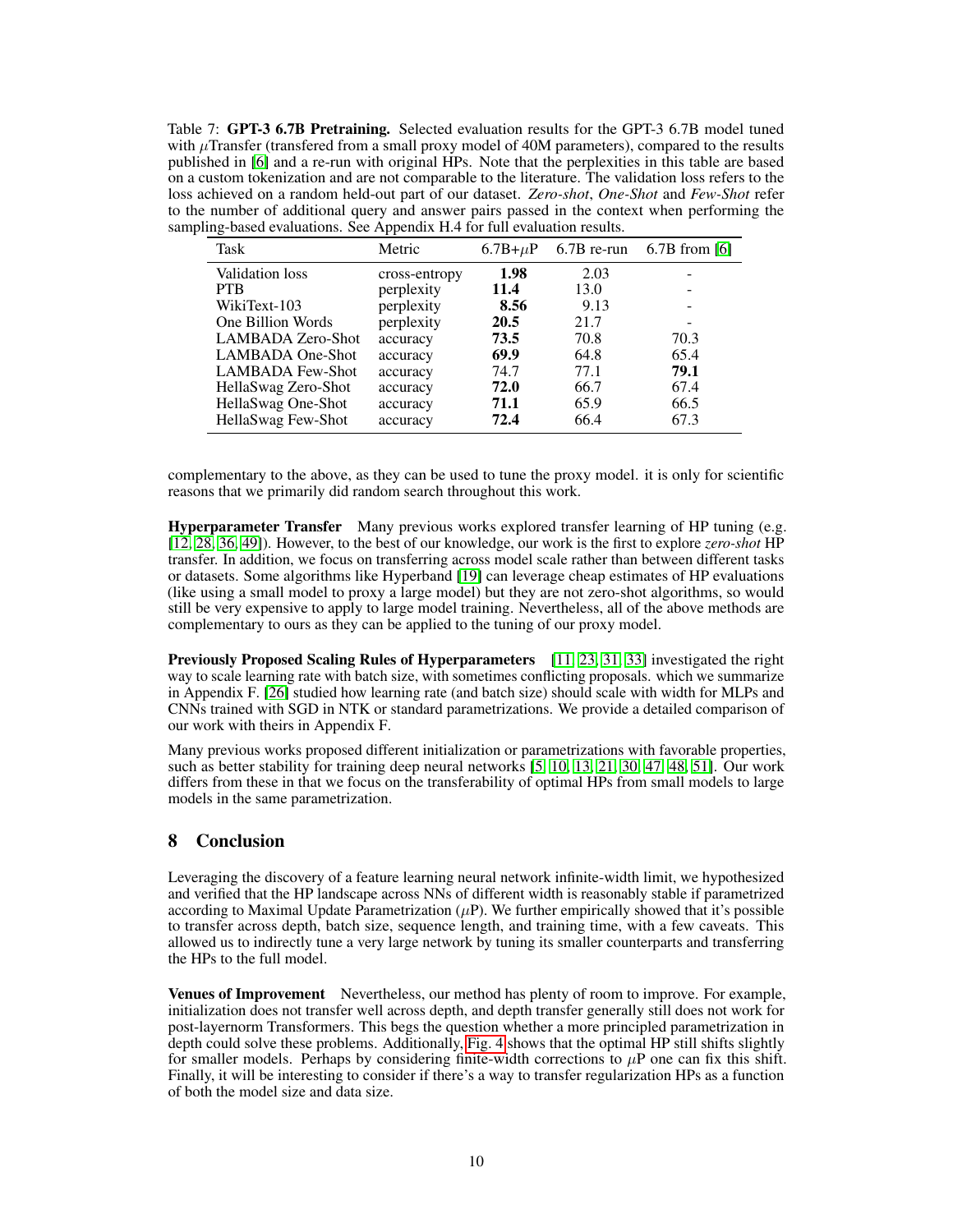Table 7: **GPT-3 6.7B Pretraining.** Selected evaluation results for the GPT-3 6.7B model tuned with $\mu$Transfer (transfered from a small proxy model of 40M parameters), compared to the results published in [6] and a re-run with original HPs. Note that the perplexities in this table are based on a custom tokenization and are not comparable to the literature. The validation loss refers to the loss achieved on a random held-out part of our dataset. *Zero-shot*, *One-Shot* and *Few-Shot* refer to the number of additional query and answer pairs passed in the context when performing the sampling-based evaluations. See Appendix H.4 for full evaluation results.

| Task | Metric | 6.7B+$\mu$P | 6.7B re-run | 6.7B from [6] |
|---|---|---|---|---|
| Validation loss | cross-entropy | **1.98** | 2.03 | - |
| PTB | perplexity | **11.4** | 13.0 | - |
| WikiText-103 | perplexity | **8.56** | 9.13 | - |
| One Billion Words | perplexity | **20.5** | 21.7 | - |
| LAMBADA Zero-Shot | accuracy | **73.5** | 70.8 | 70.3 |
| LAMBADA One-Shot | accuracy | **69.9** | 64.8 | 65.4 |
| LAMBADA Few-Shot | accuracy | 74.7 | 77.1 | **79.1** |
| HellaSwag Zero-Shot | accuracy | **72.0** | 66.7 | 67.4 |
| HellaSwag One-Shot | accuracy | **71.1** | 65.9 | 66.5 |
| HellaSwag Few-Shot | accuracy | **72.4** | 66.4 | 67.3 |

complementary to the above, as they can be used to tune the proxy model. it is only for scientific reasons that we primarily did random search throughout this work.

**Hyperparameter Transfer** Many previous works explored transfer learning of HP tuning (e.g. [12, 28, 36, 49]). However, to the best of our knowledge, our work is the first to explore *zero-shot* HP transfer. In addition, we focus on transferring across model scale rather than between different tasks or datasets. Some algorithms like Hyperband [19] can leverage cheap estimates of HP evaluations (like using a small model to proxy a large model) but they are not zero-shot algorithms, so would still be very expensive to apply to large model training. Nevertheless, all of the above methods are complementary to ours as they can be applied to the tuning of our proxy model.

**Previously Proposed Scaling Rules of Hyperparameters** [11, 23, 31, 33] investigated the right way to scale learning rate with batch size, with sometimes conflicting proposals. which we summarize in Appendix F. [26] studied how learning rate (and batch size) should scale with width for MLPs and CNNs trained with SGD in NTK or standard parametrizations. We provide a detailed comparison of our work with theirs in Appendix F.

Many previous works proposed different initialization or parametrizations with favorable properties, such as better stability for training deep neural networks [5, 10, 13, 21, 30, 47, 48, 51]. Our work differs from these in that we focus on the transferability of optimal HPs from small models to large models in the same parametrization.

## 8 Conclusion

Leveraging the discovery of a feature learning neural network infinite-width limit, we hypothesized and verified that the HP landscape across NNs of different width is reasonably stable if parametrized according to Maximal Update Parametrization ($\mu$P). We further empirically showed that it's possible to transfer across depth, batch size, sequence length, and training time, with a few caveats. This allowed us to indirectly tune a very large network by tuning its smaller counterparts and transferring the HPs to the full model.

**Venues of Improvement** Nevertheless, our method has plenty of room to improve. For example, initialization does not transfer well across depth, and depth transfer generally still does not work for post-layernorm Transformers. This begs the question whether a more principled parametrization in depth could solve these problems. Additionally, Fig. 4 shows that the optimal HP still shifts slightly for smaller models. Perhaps by considering finite-width corrections to $\mu$P one can fix this shift. Finally, it will be interesting to consider if there's a way to transfer regularization HPs as a function of both the model size and data size.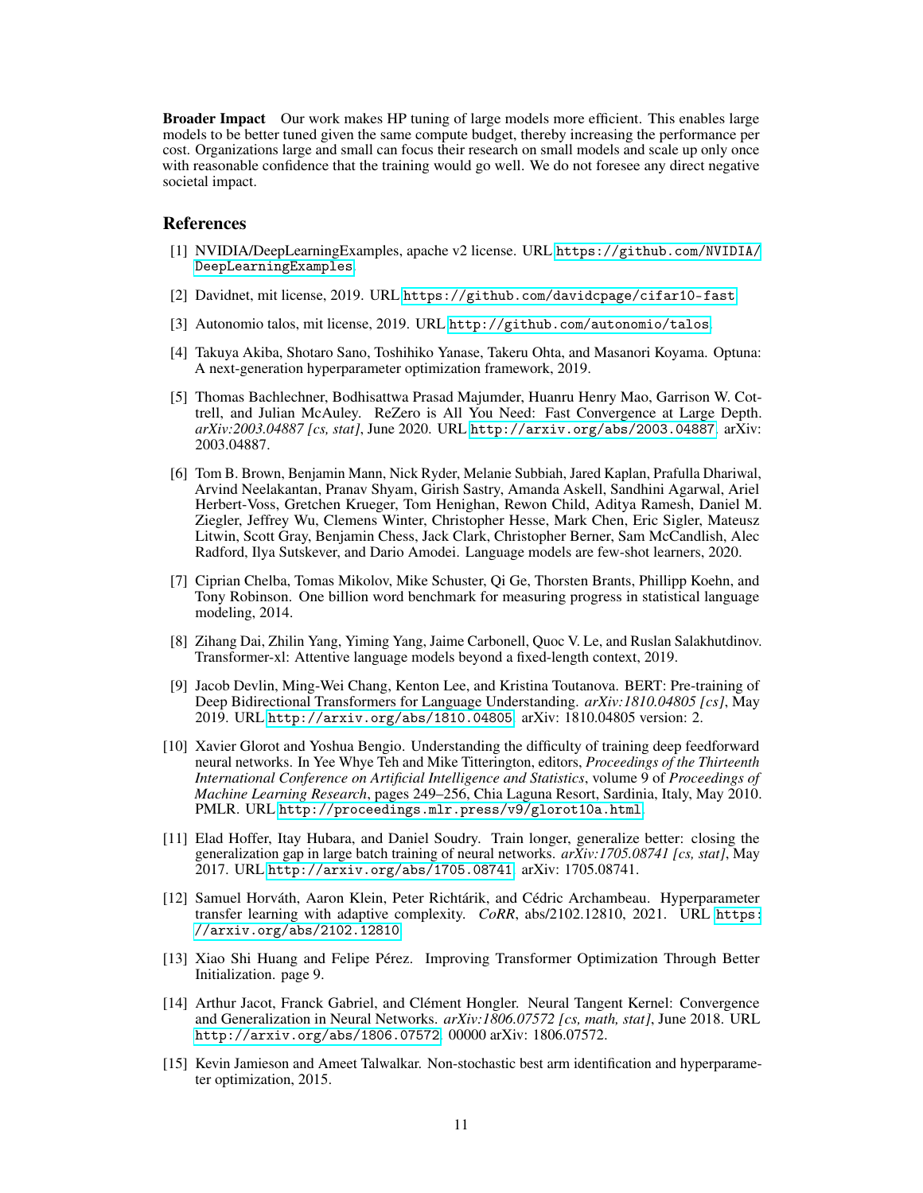**Broader Impact** Our work makes HP tuning of large models more efficient. This enables large models to be better tuned given the same compute budget, thereby increasing the performance per cost. Organizations large and small can focus their research on small models and scale up only once with reasonable confidence that the training would go well. We do not foresee any direct negative societal impact.

## References

[1] NVIDIA/DeepLearningExamples, apache v2 license. URL https://github.com/NVIDIA/DeepLearningExamples.

[2] Davidnet, mit license, 2019. URL https://github.com/davidcpage/cifar10-fast.

[3] Autonomio talos, mit license, 2019. URL http://github.com/autonomio/talos.

[4] Takuya Akiba, Shotaro Sano, Toshihiko Yanase, Takeru Ohta, and Masanori Koyama. Optuna: A next-generation hyperparameter optimization framework, 2019.

[5] Thomas Bachlechner, Bodhisattwa Prasad Majumder, Huanru Henry Mao, Garrison W. Cottrell, and Julian McAuley. ReZero is All You Need: Fast Convergence at Large Depth. *arXiv:2003.04887 [cs, stat]*, June 2020. URL http://arxiv.org/abs/2003.04887. arXiv: 2003.04887.

[6] Tom B. Brown, Benjamin Mann, Nick Ryder, Melanie Subbiah, Jared Kaplan, Prafulla Dhariwal, Arvind Neelakantan, Pranav Shyam, Girish Sastry, Amanda Askell, Sandhini Agarwal, Ariel Herbert-Voss, Gretchen Krueger, Tom Henighan, Rewon Child, Aditya Ramesh, Daniel M. Ziegler, Jeffrey Wu, Clemens Winter, Christopher Hesse, Mark Chen, Eric Sigler, Mateusz Litwin, Scott Gray, Benjamin Chess, Jack Clark, Christopher Berner, Sam McCandlish, Alec Radford, Ilya Sutskever, and Dario Amodei. Language models are few-shot learners, 2020.

[7] Ciprian Chelba, Tomas Mikolov, Mike Schuster, Qi Ge, Thorsten Brants, Phillipp Koehn, and Tony Robinson. One billion word benchmark for measuring progress in statistical language modeling, 2014.

[8] Zihang Dai, Zhilin Yang, Yiming Yang, Jaime Carbonell, Quoc V. Le, and Ruslan Salakhutdinov. Transformer-xl: Attentive language models beyond a fixed-length context, 2019.

[9] Jacob Devlin, Ming-Wei Chang, Kenton Lee, and Kristina Toutanova. BERT: Pre-training of Deep Bidirectional Transformers for Language Understanding. *arXiv:1810.04805 [cs]*, May 2019. URL http://arxiv.org/abs/1810.04805. arXiv: 1810.04805 version: 2.

[10] Xavier Glorot and Yoshua Bengio. Understanding the difficulty of training deep feedforward neural networks. In Yee Whye Teh and Mike Titterington, editors, *Proceedings of the Thirteenth International Conference on Artificial Intelligence and Statistics*, volume 9 of *Proceedings of Machine Learning Research*, pages 249–256, Chia Laguna Resort, Sardinia, Italy, May 2010. PMLR. URL http://proceedings.mlr.press/v9/glorot10a.html.

[11] Elad Hoffer, Itay Hubara, and Daniel Soudry. Train longer, generalize better: closing the generalization gap in large batch training of neural networks. *arXiv:1705.08741 [cs, stat]*, May 2017. URL http://arxiv.org/abs/1705.08741. arXiv: 1705.08741.

[12] Samuel Horváth, Aaron Klein, Peter Richtárik, and Cédric Archambeau. Hyperparameter transfer learning with adaptive complexity. *CoRR*, abs/2102.12810, 2021. URL https://arxiv.org/abs/2102.12810.

[13] Xiao Shi Huang and Felipe Pérez. Improving Transformer Optimization Through Better Initialization. page 9.

[14] Arthur Jacot, Franck Gabriel, and Clément Hongler. Neural Tangent Kernel: Convergence and Generalization in Neural Networks. *arXiv:1806.07572 [cs, math, stat]*, June 2018. URL http://arxiv.org/abs/1806.07572. 00000 arXiv: 1806.07572.

[15] Kevin Jamieson and Ameet Talwalkar. Non-stochastic best arm identification and hyperparameter optimization, 2015.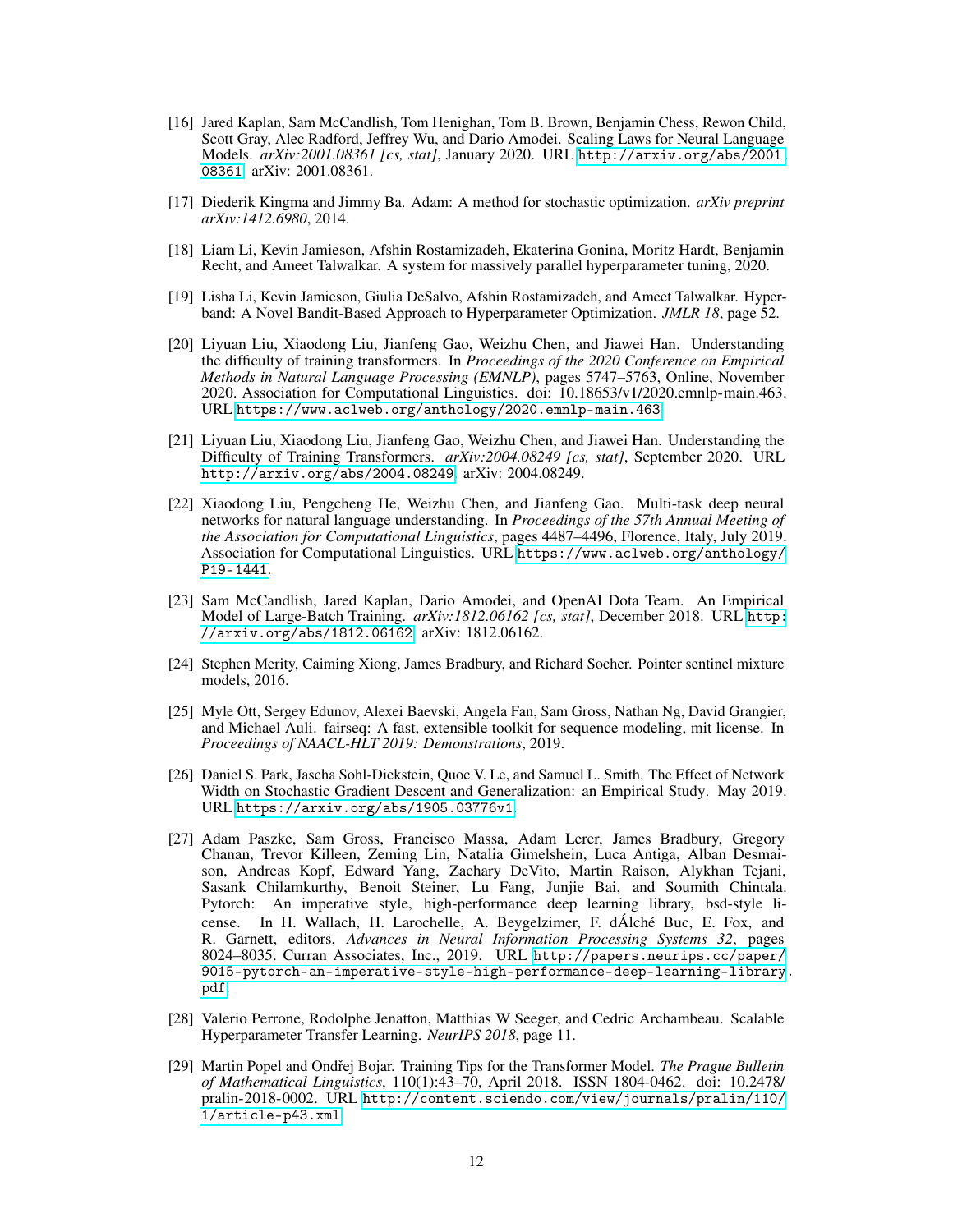[16] Jared Kaplan, Sam McCandlish, Tom Henighan, Tom B. Brown, Benjamin Chess, Rewon Child, Scott Gray, Alec Radford, Jeffrey Wu, and Dario Amodei. Scaling Laws for Neural Language Models. *arXiv:2001.08361 [cs, stat]*, January 2020. URL http://arxiv.org/abs/2001.08361. arXiv: 2001.08361.

[17] Diederik Kingma and Jimmy Ba. Adam: A method for stochastic optimization. *arXiv preprint arXiv:1412.6980*, 2014.

[18] Liam Li, Kevin Jamieson, Afshin Rostamizadeh, Ekaterina Gonina, Moritz Hardt, Benjamin Recht, and Ameet Talwalkar. A system for massively parallel hyperparameter tuning, 2020.

[19] Lisha Li, Kevin Jamieson, Giulia DeSalvo, Afshin Rostamizadeh, and Ameet Talwalkar. Hyperband: A Novel Bandit-Based Approach to Hyperparameter Optimization. *JMLR 18*, page 52.

[20] Liyuan Liu, Xiaodong Liu, Jianfeng Gao, Weizhu Chen, and Jiawei Han. Understanding the difficulty of training transformers. In *Proceedings of the 2020 Conference on Empirical Methods in Natural Language Processing (EMNLP)*, pages 5747–5763, Online, November 2020. Association for Computational Linguistics. doi: 10.18653/v1/2020.emnlp-main.463. URL https://www.aclweb.org/anthology/2020.emnlp-main.463.

[21] Liyuan Liu, Xiaodong Liu, Jianfeng Gao, Weizhu Chen, and Jiawei Han. Understanding the Difficulty of Training Transformers. *arXiv:2004.08249 [cs, stat]*, September 2020. URL http://arxiv.org/abs/2004.08249. arXiv: 2004.08249.

[22] Xiaodong Liu, Pengcheng He, Weizhu Chen, and Jianfeng Gao. Multi-task deep neural networks for natural language understanding. In *Proceedings of the 57th Annual Meeting of the Association for Computational Linguistics*, pages 4487–4496, Florence, Italy, July 2019. Association for Computational Linguistics. URL https://www.aclweb.org/anthology/P19-1441.

[23] Sam McCandlish, Jared Kaplan, Dario Amodei, and OpenAI Dota Team. An Empirical Model of Large-Batch Training. *arXiv:1812.06162 [cs, stat]*, December 2018. URL http://arxiv.org/abs/1812.06162. arXiv: 1812.06162.

[24] Stephen Merity, Caiming Xiong, James Bradbury, and Richard Socher. Pointer sentinel mixture models, 2016.

[25] Myle Ott, Sergey Edunov, Alexei Baevski, Angela Fan, Sam Gross, Nathan Ng, David Grangier, and Michael Auli. fairseq: A fast, extensible toolkit for sequence modeling, mit license. In *Proceedings of NAACL-HLT 2019: Demonstrations*, 2019.

[26] Daniel S. Park, Jascha Sohl-Dickstein, Quoc V. Le, and Samuel L. Smith. The Effect of Network Width on Stochastic Gradient Descent and Generalization: an Empirical Study. May 2019. URL https://arxiv.org/abs/1905.03776v1.

[27] Adam Paszke, Sam Gross, Francisco Massa, Adam Lerer, James Bradbury, Gregory Chanan, Trevor Killeen, Zeming Lin, Natalia Gimelshein, Luca Antiga, Alban Desmaison, Andreas Kopf, Edward Yang, Zachary DeVito, Martin Raison, Alykhan Tejani, Sasank Chilamkurthy, Benoit Steiner, Lu Fang, Junjie Bai, and Soumith Chintala. Pytorch: An imperative style, high-performance deep learning library, bsd-style license. In H. Wallach, H. Larochelle, A. Beygelzimer, F. dÁlché Buc, E. Fox, and R. Garnett, editors, *Advances in Neural Information Processing Systems 32*, pages 8024–8035. Curran Associates, Inc., 2019. URL http://papers.neurips.cc/paper/9015-pytorch-an-imperative-style-high-performance-deep-learning-library.pdf.

[28] Valerio Perrone, Rodolphe Jenatton, Matthias W Seeger, and Cedric Archambeau. Scalable Hyperparameter Transfer Learning. *NeurIPS 2018*, page 11.

[29] Martin Popel and Ondřej Bojar. Training Tips for the Transformer Model. *The Prague Bulletin of Mathematical Linguistics*, 110(1):43–70, April 2018. ISSN 1804-0462. doi: 10.2478/pralin-2018-0002. URL http://content.sciendo.com/view/journals/pralin/110/1/article-p43.xml.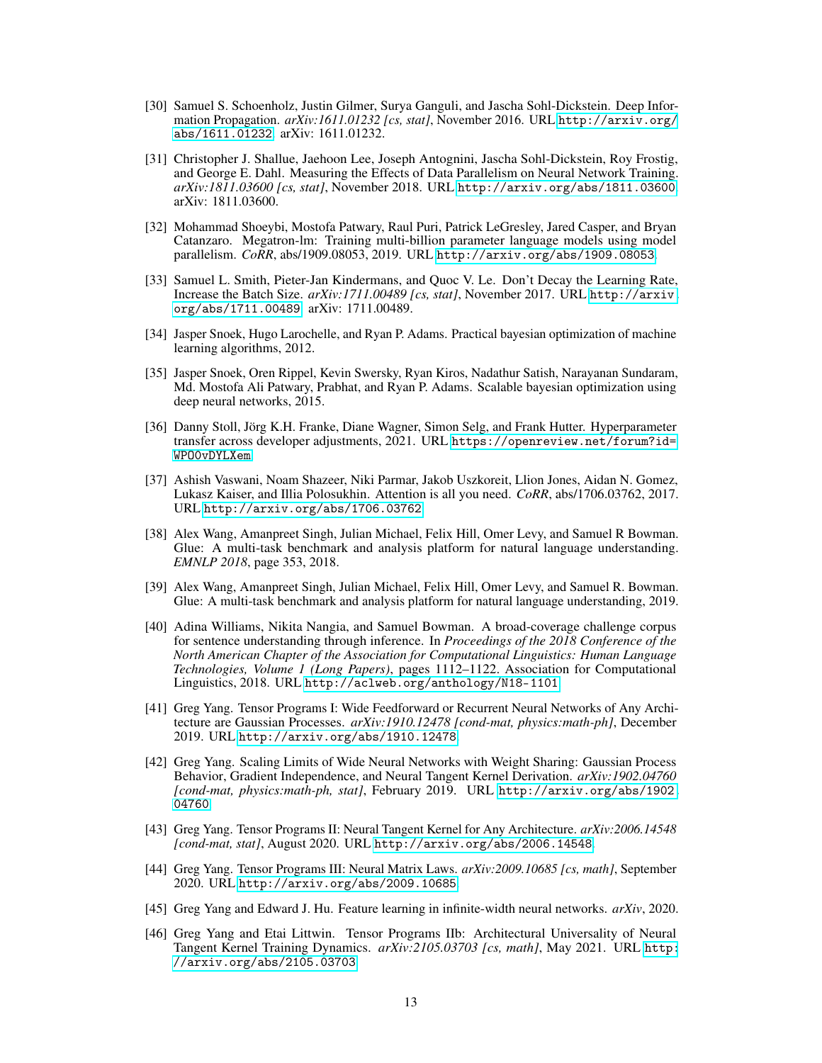[30] Samuel S. Schoenholz, Justin Gilmer, Surya Ganguli, and Jascha Sohl-Dickstein. Deep Information Propagation. *arXiv:1611.01232 [cs, stat]*, November 2016. URL http://arxiv.org/abs/1611.01232. arXiv: 1611.01232.

[31] Christopher J. Shallue, Jaehoon Lee, Joseph Antognini, Jascha Sohl-Dickstein, Roy Frostig, and George E. Dahl. Measuring the Effects of Data Parallelism on Neural Network Training. *arXiv:1811.03600 [cs, stat]*, November 2018. URL http://arxiv.org/abs/1811.03600. arXiv: 1811.03600.

[32] Mohammad Shoeybi, Mostofa Patwary, Raul Puri, Patrick LeGresley, Jared Casper, and Bryan Catanzaro. Megatron-lm: Training multi-billion parameter language models using model parallelism. *CoRR*, abs/1909.08053, 2019. URL http://arxiv.org/abs/1909.08053.

[33] Samuel L. Smith, Pieter-Jan Kindermans, and Quoc V. Le. Don't Decay the Learning Rate, Increase the Batch Size. *arXiv:1711.00489 [cs, stat]*, November 2017. URL http://arxiv.org/abs/1711.00489. arXiv: 1711.00489.

[34] Jasper Snoek, Hugo Larochelle, and Ryan P. Adams. Practical bayesian optimization of machine learning algorithms, 2012.

[35] Jasper Snoek, Oren Rippel, Kevin Swersky, Ryan Kiros, Nadathur Satish, Narayanan Sundaram, Md. Mostofa Ali Patwary, Prabhat, and Ryan P. Adams. Scalable bayesian optimization using deep neural networks, 2015.

[36] Danny Stoll, Jörg K.H. Franke, Diane Wagner, Simon Selg, and Frank Hutter. Hyperparameter transfer across developer adjustments, 2021. URL https://openreview.net/forum?id=WPO0vDYLXem.

[37] Ashish Vaswani, Noam Shazeer, Niki Parmar, Jakob Uszkoreit, Llion Jones, Aidan N. Gomez, Lukasz Kaiser, and Illia Polosukhin. Attention is all you need. *CoRR*, abs/1706.03762, 2017. URL http://arxiv.org/abs/1706.03762.

[38] Alex Wang, Amanpreet Singh, Julian Michael, Felix Hill, Omer Levy, and Samuel R Bowman. Glue: A multi-task benchmark and analysis platform for natural language understanding. *EMNLP 2018*, page 353, 2018.

[39] Alex Wang, Amanpreet Singh, Julian Michael, Felix Hill, Omer Levy, and Samuel R. Bowman. Glue: A multi-task benchmark and analysis platform for natural language understanding, 2019.

[40] Adina Williams, Nikita Nangia, and Samuel Bowman. A broad-coverage challenge corpus for sentence understanding through inference. In *Proceedings of the 2018 Conference of the North American Chapter of the Association for Computational Linguistics: Human Language Technologies, Volume 1 (Long Papers)*, pages 1112–1122. Association for Computational Linguistics, 2018. URL http://aclweb.org/anthology/N18-1101.

[41] Greg Yang. Tensor Programs I: Wide Feedforward or Recurrent Neural Networks of Any Architecture are Gaussian Processes. *arXiv:1910.12478 [cond-mat, physics:math-ph]*, December 2019. URL http://arxiv.org/abs/1910.12478.

[42] Greg Yang. Scaling Limits of Wide Neural Networks with Weight Sharing: Gaussian Process Behavior, Gradient Independence, and Neural Tangent Kernel Derivation. *arXiv:1902.04760 [cond-mat, physics:math-ph, stat]*, February 2019. URL http://arxiv.org/abs/1902.04760.

[43] Greg Yang. Tensor Programs II: Neural Tangent Kernel for Any Architecture. *arXiv:2006.14548 [cond-mat, stat]*, August 2020. URL http://arxiv.org/abs/2006.14548.

[44] Greg Yang. Tensor Programs III: Neural Matrix Laws. *arXiv:2009.10685 [cs, math]*, September 2020. URL http://arxiv.org/abs/2009.10685.

[45] Greg Yang and Edward J. Hu. Feature learning in infinite-width neural networks. *arXiv*, 2020.

[46] Greg Yang and Etai Littwin. Tensor Programs IIb: Architectural Universality of Neural Tangent Kernel Training Dynamics. *arXiv:2105.03703 [cs, math]*, May 2021. URL http://arxiv.org/abs/2105.03703.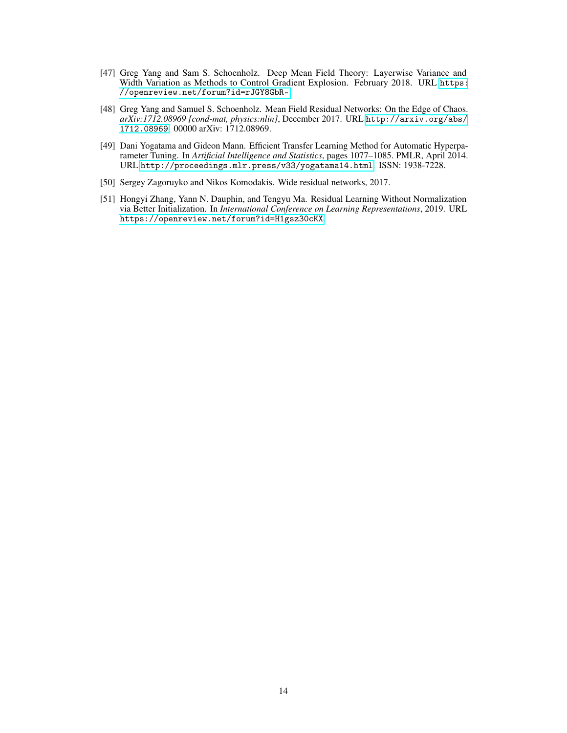[47] Greg Yang and Sam S. Schoenholz. Deep Mean Field Theory: Layerwise Variance and Width Variation as Methods to Control Gradient Explosion. February 2018. URL https://openreview.net/forum?id=rJGY8GbR-.

[48] Greg Yang and Samuel S. Schoenholz. Mean Field Residual Networks: On the Edge of Chaos. *arXiv:1712.08969 [cond-mat, physics:nlin]*, December 2017. URL http://arxiv.org/abs/1712.08969. 00000 arXiv: 1712.08969.

[49] Dani Yogatama and Gideon Mann. Efficient Transfer Learning Method for Automatic Hyperparameter Tuning. In *Artificial Intelligence and Statistics*, pages 1077–1085. PMLR, April 2014. URL http://proceedings.mlr.press/v33/yogatama14.html. ISSN: 1938-7228.

[50] Sergey Zagoruyko and Nikos Komodakis. Wide residual networks, 2017.

[51] Hongyi Zhang, Yann N. Dauphin, and Tengyu Ma. Residual Learning Without Normalization via Better Initialization. In *International Conference on Learning Representations*, 2019. URL https://openreview.net/forum?id=H1gsz30cKX.